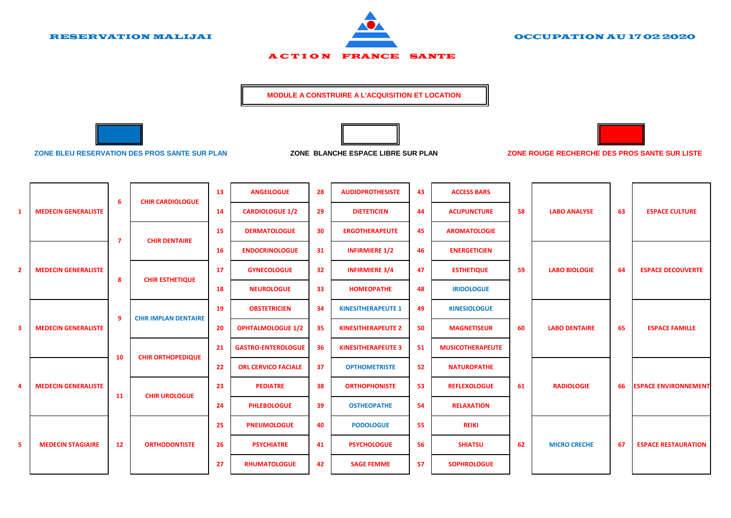RESERVATION MALIJAI

ACTION FRANCE SANTE

OCCUPATION AU 17 02 2020

**MODULE A CONSTRUIRE A L'ACQUISITION ET LOCATION**

ZONE BLEU RESERVATION DES PROS SANTE SUR PLAN

ZONE BLANCHE ESPACE LIBRE SUR PLAN

ZONE ROUGE RECHERCHE DES PROS SANTE SUR LISTE

| N° | Module | N° | Module | N° | Module | N° | Module | N° | Module | N° | Module | N° | Module |
|---|---|---|---|---|---|---|---|---|---|---|---|---|---|
| 1 | MEDECIN GENERALISTE | 6 | CHIR CARDIOLOGUE | 13 | ANGEILOGUE | 28 | AUDIOPROTHESISTE | 43 | ACCESS BARS | 58 | LABO ANALYSE | 63 | ESPACE CULTURE |
| | | | | 14 | CARDIOLOGUE 1/2 | 29 | DIETETICIEN | 44 | ACUPUNCTURE | | | | |
| | | 7 | CHIR DENTAIRE | 15 | DERMATOLOGUE | 30 | ERGOTHERAPEUTE | 45 | AROMATOLOGIE | | | | |
| | | | | 16 | ENDOCRINOLOGUE | 31 | INFIRMIERE 1/2 | 46 | ENERGETICIEN | | | | |
| 2 | MEDECIN GENERALISTE | 8 | CHIR ESTHETIQUE | 17 | GYNECOLOGUE | 32 | INFIRMIERE 3/4 | 47 | ESTHETIQUE | 59 | LABO BIOLOGIE | 64 | ESPACE DECOUVERTE |
| | | | | 18 | NEUROLOGUE | 33 | HOMEOPATHE | 48 | IRIDOLOGUE | | | | |
| | | 9 | CHIR IMPLAN DENTAIRE | 19 | OBSTETRICIEN | 34 | KINESITHERAPEUTE 1 | 49 | KINESIOLOGUE | | | | |
| 3 | MEDECIN GENERALISTE | | | 20 | OPHTALMOLOGUE 1/2 | 35 | KINESITHERAPEUTE 2 | 50 | MAGNETISEUR | 60 | LABO DENTAIRE | 65 | ESPACE FAMILLE |
| | | 10 | CHIR ORTHOPEDIQUE | 21 | GASTRO-ENTEROLOGUE | 36 | KINESITHERAPEUTE 3 | 51 | MUSICOTHERAPEUTE | | | | |
| | | | | 22 | ORL CERVICO FACIALE | 37 | OPTHOMETRISTE | 52 | NATUROPATHE | | | | |
| 4 | MEDECIN GENERALISTE | 11 | CHIR UROLOGUE | 23 | PEDIATRE | 38 | ORTHOPHONISTE | 53 | REFLEXOLOGUE | 61 | RADIOLOGIE | 66 | ESPACE ENVIRONNEMENT |
| | | | | 24 | PHLEBOLOGUE | 39 | OSTHEOPATHE | 54 | RELAXATION | | | | |
| | | | | 25 | PNEUMOLOGUE | 40 | PODOLOGUE | 55 | REIKI | | | | |
| 5 | MEDECIN STAGIAIRE | 12 | ORTHODONTISTE | 26 | PSYCHIATRE | 41 | PSYCHOLOGUE | 56 | SHIATSU | 62 | MICRO CRECHE | 67 | ESPACE RESTAURATION |
| | | | | 27 | RHUMATOLOGUE | 42 | SAGE FEMME | 57 | SOPHROLOGUE | | | | |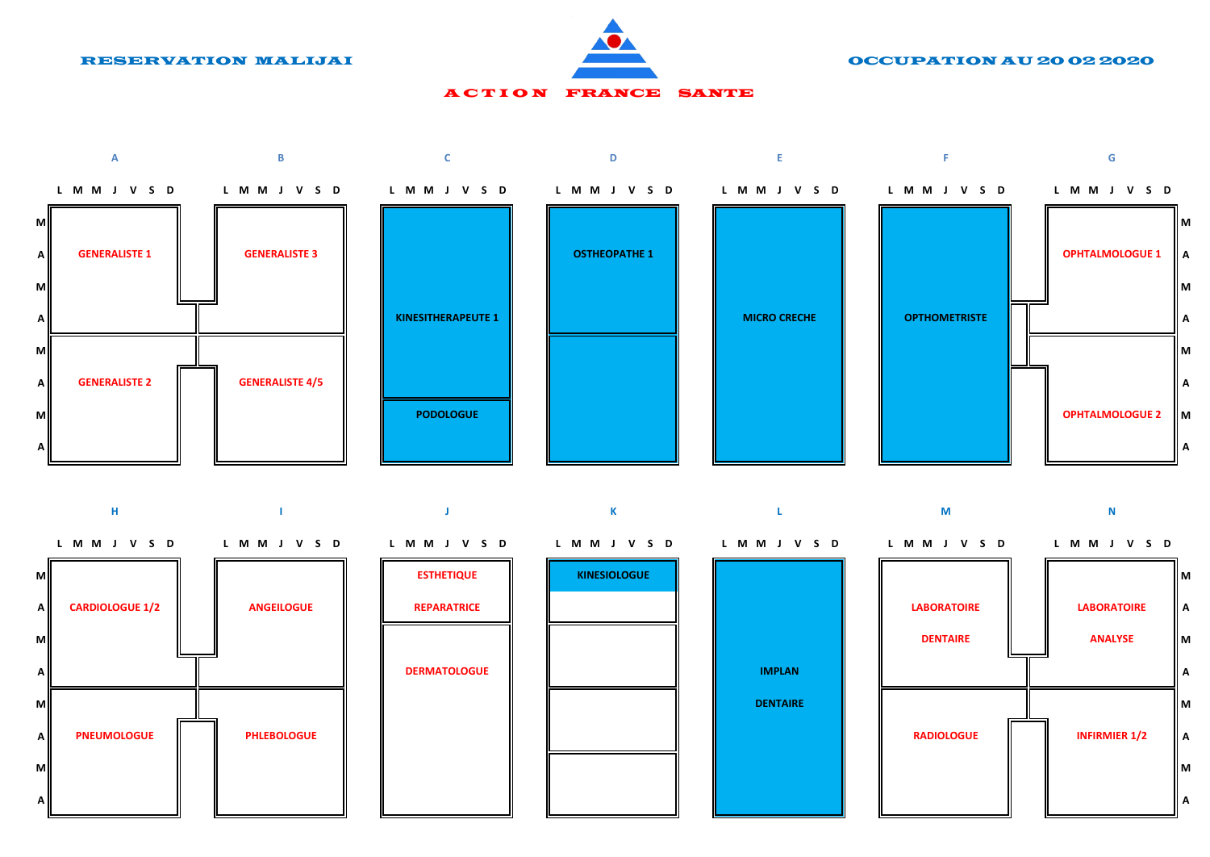RESERVATION MALIJAI

ACTION FRANCE SANTE

OCCUPATION AU 20 02 2020

**A** — L M M J V S D
- GENERALISTE 1
- GENERALISTE 2

**B** — L M M J V S D
- GENERALISTE 3
- GENERALISTE 4/5

**C** — L M M J V S D
- KINESITHERAPEUTE 1
- PODOLOGUE

**D** — L M M J V S D
- OSTHEOPATHE 1

**E** — L M M J V S D
- MICRO CRECHE

**F** — L M M J V S D
- OPTHOMETRISTE

**G** — L M M J V S D
- OPHTALMOLOGUE 1
- OPHTALMOLOGUE 2

M A M A M A M A

**H** — L M M J V S D
- CARDIOLOGUE 1/2
- PNEUMOLOGUE

**I** — L M M J V S D
- ANGEILOGUE
- PHLEBOLOGUE

**J** — L M M J V S D
- ESTHETIQUE REPARATRICE
- DERMATOLOGUE

**K** — L M M J V S D
- KINESIOLOGUE

**L** — L M M J V S D
- IMPLAN DENTAIRE

**M** — L M M J V S D
- LABORATOIRE DENTAIRE
- RADIOLOGUE

**N** — L M M J V S D
- LABORATOIRE ANALYSE
- INFIRMIER 1/2

M A M A M A M A